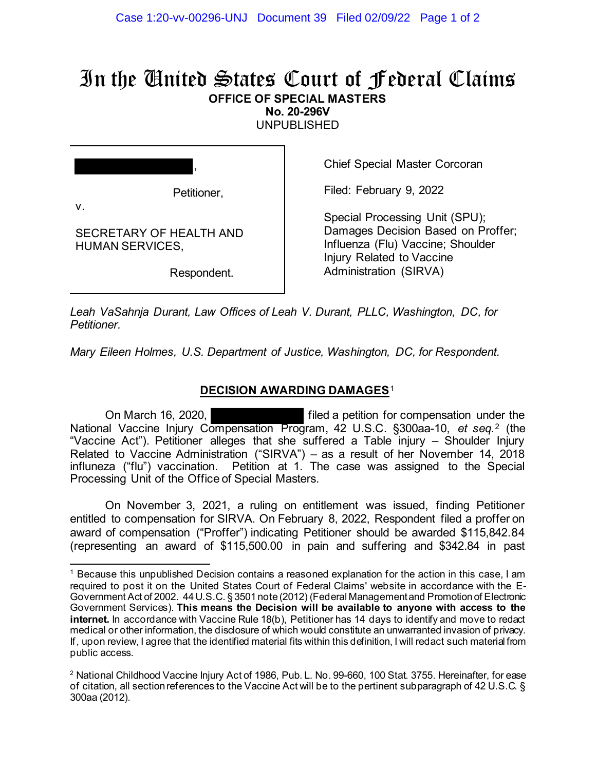# In the United States Court of Federal Claims

**OFFICE OF SPECIAL MASTERS**
**No. 20-296V**
UNPUBLISHED

████████████,

Petitioner,

v.

SECRETARY OF HEALTH AND HUMAN SERVICES,

Respondent.

Chief Special Master Corcoran

Filed: February 9, 2022

Special Processing Unit (SPU); Damages Decision Based on Proffer; Influenza (Flu) Vaccine; Shoulder Injury Related to Vaccine Administration (SIRVA)

*Leah VaSahnja Durant, Law Offices of Leah V. Durant, PLLC, Washington, DC, for Petitioner.*

*Mary Eileen Holmes, U.S. Department of Justice, Washington, DC, for Respondent.*

## DECISION AWARDING DAMAGES[1]

On March 16, 2020, ████████████ filed a petition for compensation under the National Vaccine Injury Compensation Program, 42 U.S.C. §300aa-10, *et seq.*[2] (the "Vaccine Act"). Petitioner alleges that she suffered a Table injury – Shoulder Injury Related to Vaccine Administration ("SIRVA") – as a result of her November 14, 2018 influneza ("flu") vaccination. Petition at 1. The case was assigned to the Special Processing Unit of the Office of Special Masters.

On November 3, 2021, a ruling on entitlement was issued, finding Petitioner entitled to compensation for SIRVA. On February 8, 2022, Respondent filed a proffer on award of compensation ("Proffer") indicating Petitioner should be awarded $115,842.84 (representing an award of $115,500.00 in pain and suffering and $342.84 in past

---

[1] Because this unpublished Decision contains a reasoned explanation for the action in this case, I am required to post it on the United States Court of Federal Claims' website in accordance with the E-Government Act of 2002. 44 U.S.C. § 3501 note (2012) (Federal Management and Promotion of Electronic Government Services). **This means the Decision will be available to anyone with access to the internet.** In accordance with Vaccine Rule 18(b), Petitioner has 14 days to identify and move to redact medical or other information, the disclosure of which would constitute an unwarranted invasion of privacy. If, upon review, I agree that the identified material fits within this definition, I will redact such material from public access.

[2] National Childhood Vaccine Injury Act of 1986, Pub. L. No. 99-660, 100 Stat. 3755. Hereinafter, for ease of citation, all section references to the Vaccine Act will be to the pertinent subparagraph of 42 U.S.C. § 300aa (2012).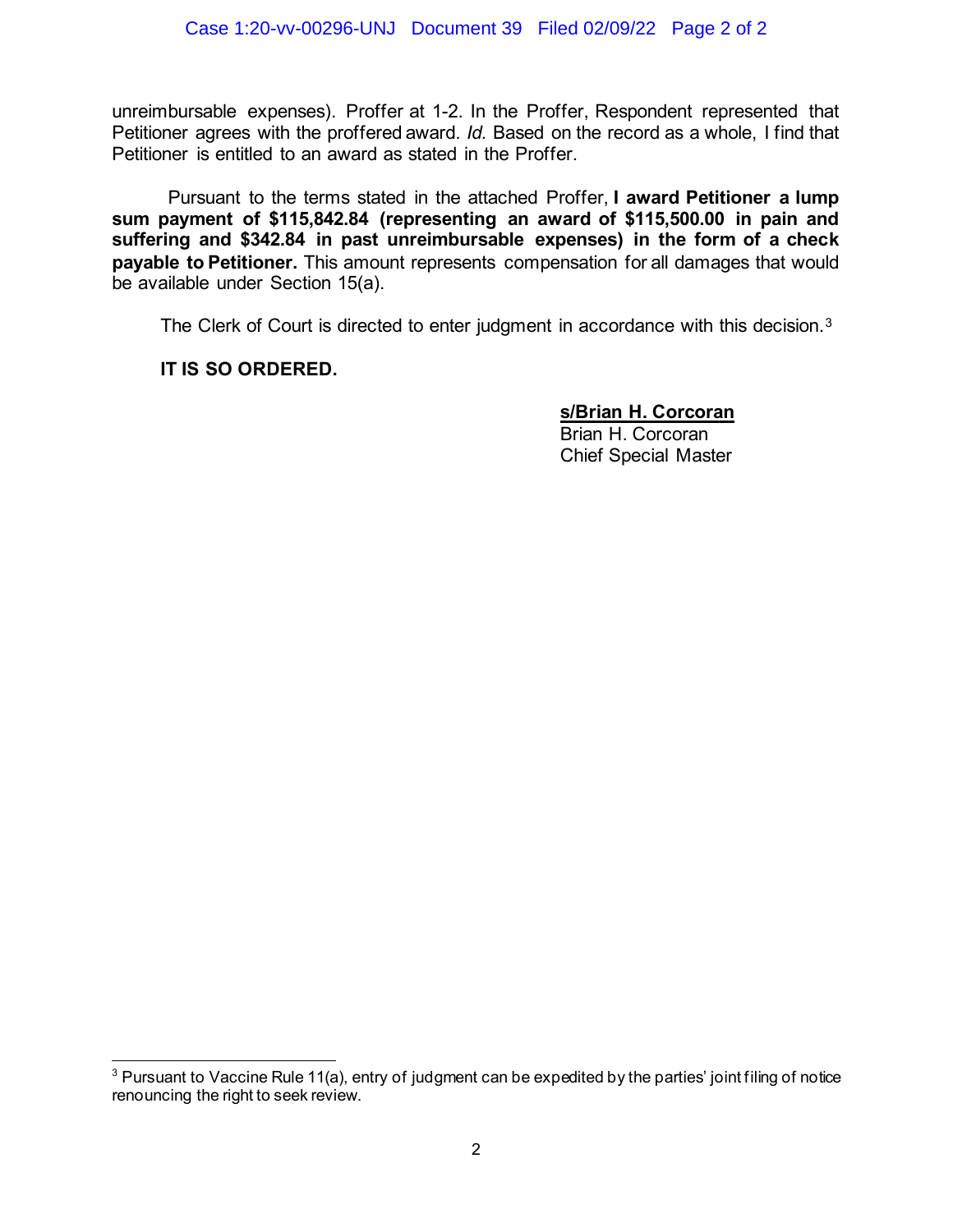unreimbursable expenses). Proffer at 1-2. In the Proffer, Respondent represented that Petitioner agrees with the proffered award. *Id.* Based on the record as a whole, I find that Petitioner is entitled to an award as stated in the Proffer.

Pursuant to the terms stated in the attached Proffer, **I award Petitioner a lump sum payment of $115,842.84 (representing an award of $115,500.00 in pain and suffering and $342.84 in past unreimbursable expenses) in the form of a check payable to Petitioner.** This amount represents compensation for all damages that would be available under Section 15(a).

The Clerk of Court is directed to enter judgment in accordance with this decision.[3]

**IT IS SO ORDERED.**

**s/Brian H. Corcoran**
Brian H. Corcoran
Chief Special Master

[3] Pursuant to Vaccine Rule 11(a), entry of judgment can be expedited by the parties' joint filing of notice renouncing the right to seek review.